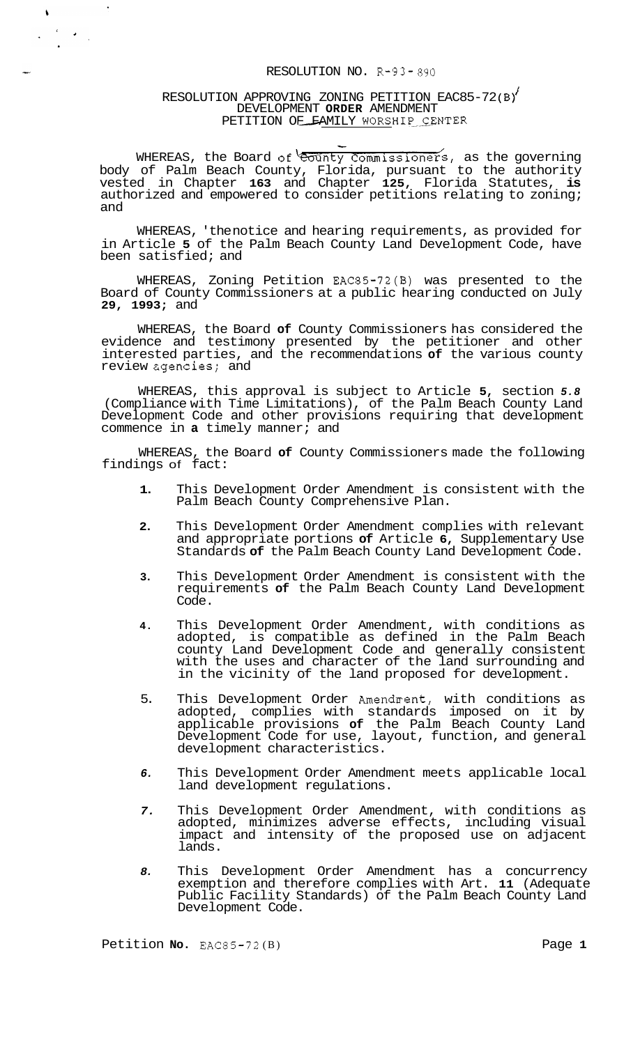RESOLUTION NO. R-93-890

RESOLUTION APPROVING ZONING PETITION EAC85-72(B)
DEVELOPMENT **ORDER** AMENDMENT
PETITION OF FAMILY WORSHIP CENTER

WHEREAS, the Board of County Commissioners, as the governing body of Palm Beach County, Florida, pursuant to the authority vested in Chapter **163** and Chapter **125**, Florida Statutes, **is** authorized and empowered to consider petitions relating to zoning; and

WHEREAS, the notice and hearing requirements, as provided for in Article **5** of the Palm Beach County Land Development Code, have been satisfied; and

WHEREAS, Zoning Petition EAC85-72(B) was presented to the Board of County Commissioners at a public hearing conducted on July **29, 1993;** and

WHEREAS, the Board **of** County Commissioners has considered the evidence and testimony presented by the petitioner and other interested parties, and the recommendations **of** the various county review agencies; and

WHEREAS, this approval is subject to Article **5**, section *5.8* (Compliance with Time Limitations), of the Palm Beach County Land Development Code and other provisions requiring that development commence in **a** timely manner; and

WHEREAS, the Board **of** County Commissioners made the following findings of fact:

1. This Development Order Amendment is consistent with the Palm Beach County Comprehensive Plan.
2. This Development Order Amendment complies with relevant and appropriate portions **of** Article **6**, Supplementary Use Standards **of** the Palm Beach County Land Development Code.
3. This Development Order Amendment is consistent with the requirements **of** the Palm Beach County Land Development Code.
4. This Development Order Amendment, with conditions as adopted, is compatible as defined in the Palm Beach county Land Development Code and generally consistent with the uses and character of the land surrounding and in the vicinity of the land proposed for development.
5. This Development Order Amendment, with conditions as adopted, complies with standards imposed on it by applicable provisions **of** the Palm Beach County Land Development Code for use, layout, function, and general development characteristics.
6. This Development Order Amendment meets applicable local land development regulations.
7. This Development Order Amendment, with conditions as adopted, minimizes adverse effects, including visual impact and intensity of the proposed use on adjacent lands.
8. This Development Order Amendment has a concurrency exemption and therefore complies with Art. **11** (Adequate Public Facility Standards) of the Palm Beach County Land Development Code.

Petition **No.** EAC85-72(B)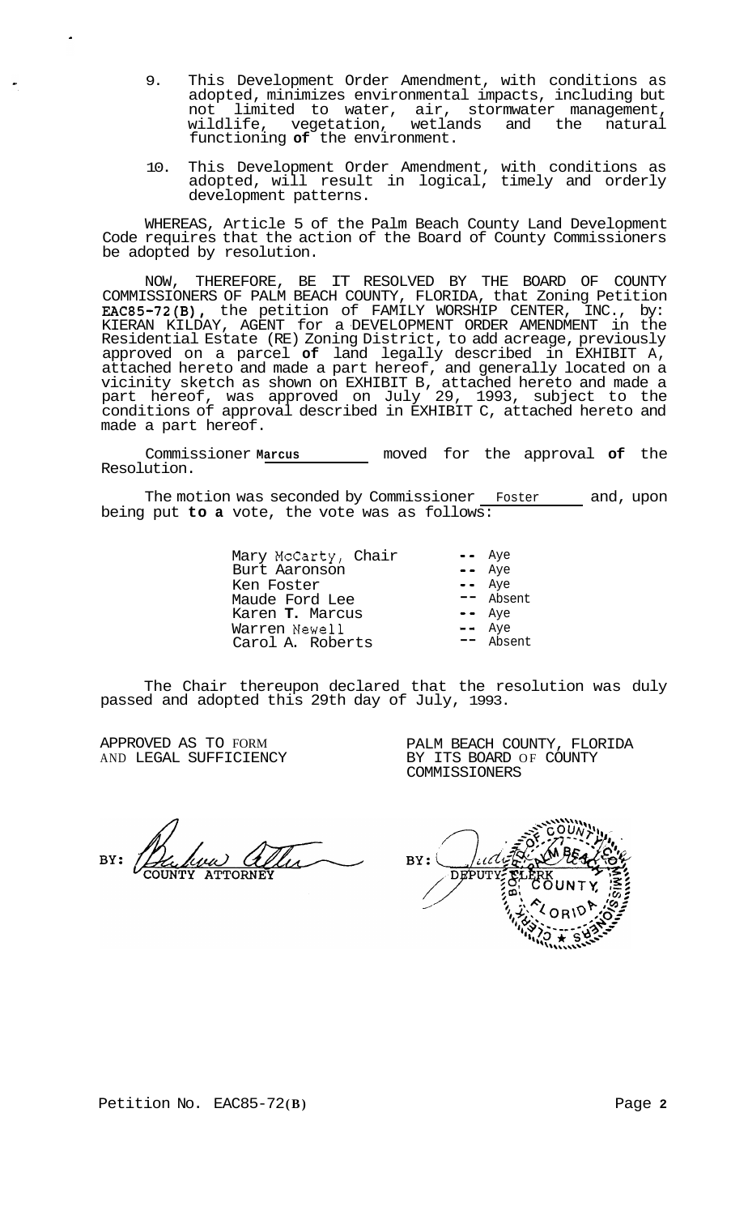9. This Development Order Amendment, with conditions as adopted, minimizes environmental impacts, including but not limited to water, air, stormwater management, wildlife, vegetation, wetlands and the natural functioning **of** the environment.

10. This Development Order Amendment, with conditions as adopted, will result in logical, timely and orderly development patterns.

WHEREAS, Article 5 of the Palm Beach County Land Development Code requires that the action of the Board of County Commissioners be adopted by resolution.

NOW, THEREFORE, BE IT RESOLVED BY THE BOARD OF COUNTY COMMISSIONERS OF PALM BEACH COUNTY, FLORIDA, that Zoning Petition **EAC85-72(B)**, the petition of FAMILY WORSHIP CENTER, INC., by: KIERAN KILDAY, AGENT for a DEVELOPMENT ORDER AMENDMENT in the Residential Estate (RE) Zoning District, to add acreage, previously approved on a parcel **of** land legally described in EXHIBIT A, attached hereto and made a part hereof, and generally located on a vicinity sketch as shown on EXHIBIT B, attached hereto and made a part hereof, was approved on July 29, 1993, subject to the conditions of approval described in EXHIBIT C, attached hereto and made a part hereof.

Commissioner **Marcus** moved for the approval **of** the Resolution.

The motion was seconded by Commissioner Foster and, upon being put **to a** vote, the vote was as follows:

| | |
|---|---|
| Mary McCarty, Chair | -- Aye |
| Burt Aaronson | -- Aye |
| Ken Foster | -- Aye |
| Maude Ford Lee | -- Absent |
| Karen **T.** Marcus | -- Aye |
| Warren Newell | -- Aye |
| Carol A. Roberts | -- Absent |

The Chair thereupon declared that the resolution was duly passed and adopted this 29th day of July, 1993.

APPROVED AS TO FORM AND LEGAL SUFFICIENCY

BY: COUNTY ATTORNEY

PALM BEACH COUNTY, FLORIDA BY ITS BOARD OF COUNTY COMMISSIONERS

BY: DEPUTY CLERK

Petition No. EAC85-72**(B)**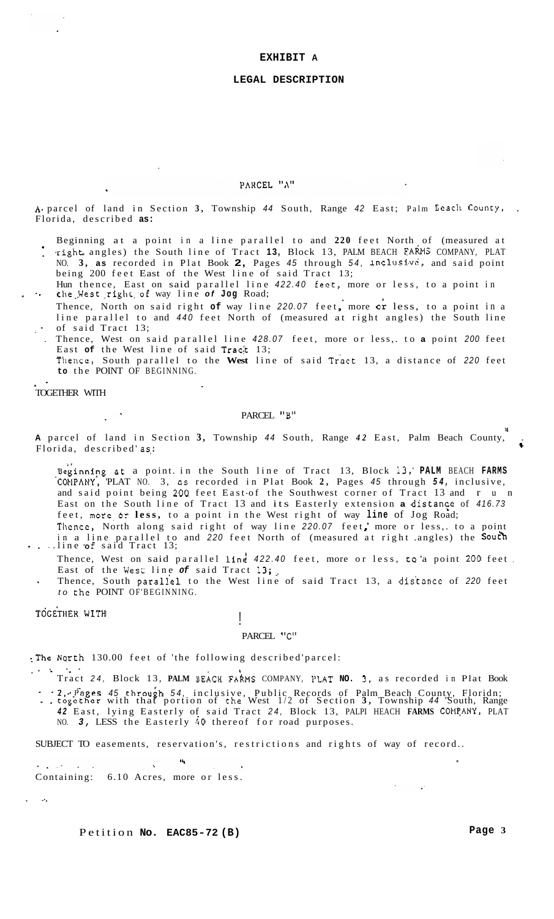# EXHIBIT A

## LEGAL DESCRIPTION

### PARCEL "A"

A parcel of land in Section 3, Township 44 South, Range 42 East; Palm Beach County, Florida, described as:

Beginning at a point in a line parallel to and 220 feet North of (measured at right angles) the South line of Tract 13, Block 13, PALM BEACH FARMS COMPANY, PLAT NO. 3, as recorded in Plat Book 2, Pages 45 through 54, inclusive, and said point being 200 feet East of the West line of said Tract 13;

Run thence, East on said parallel line 422.40 feet, more or less, to a point in the West right of way line of Jog Road;

Thence, North on said right of way line 220.07 feet, more or less, to a point in a line parallel to and 440 feet North of (measured at right angles) the South line of said Tract 13;

Thence, West on said parallel line 428.07 feet, more or less, to a point 200 feet East of the West line of said Tract 13;

Thence, South parallel to the West line of said Tract 13, a distance of 220 feet to the POINT OF BEGINNING.

TOGETHER WITH

### PARCEL "B"

A parcel of land in Section 3, Township 44 South, Range 42 East, Palm Beach County, Florida, described as:

Beginning at a point in the South line of Tract 13, Block 13, PALM BEACH FARMS COMPANY, PLAT NO. 3, as recorded in Plat Book 2, Pages 45 through 54, inclusive, and said point being 200 feet East of the Southwest corner of Tract 13 and run East on the South line of Tract 13 and its Easterly extension a distance of 416.73 feet, more or less, to a point in the West right of way line of Jog Road;

Thence, North along said right of way line 220.07 feet, more or less, to a point in a line parallel to and 220 feet North of (measured at right angles) the South line of said Tract 13;

Thence, West on said parallel line 422.40 feet, more or less, to a point 200 feet East of the West line of said Tract 13;

Thence, South parallel to the West line of said Tract 13, a distance of 220 feet to the POINT OF BEGINNING.

TOGETHER WITH

### PARCEL "C"

The North 130.00 feet of the following described parcel:

Tract 24, Block 13, PALM BEACH FARMS COMPANY, PLAT NO. 3, as recorded in Plat Book 2, Pages 45 through 54, inclusive, Public Records of Palm Beach County, Florida; together with that portion of the West 1/2 of Section 3, Township 44 South, Range 42 East, lying Easterly of said Tract 24, Block 13, PALM BEACH FARMS COMPANY, PLAT NO. 3, LESS the Easterly 40 thereof for road purposes.

SUBJECT TO easements, reservation's, restrictions and rights of way of record.

Containing: 6.10 Acres, more or less.

Petition No. EAC85-72 (B)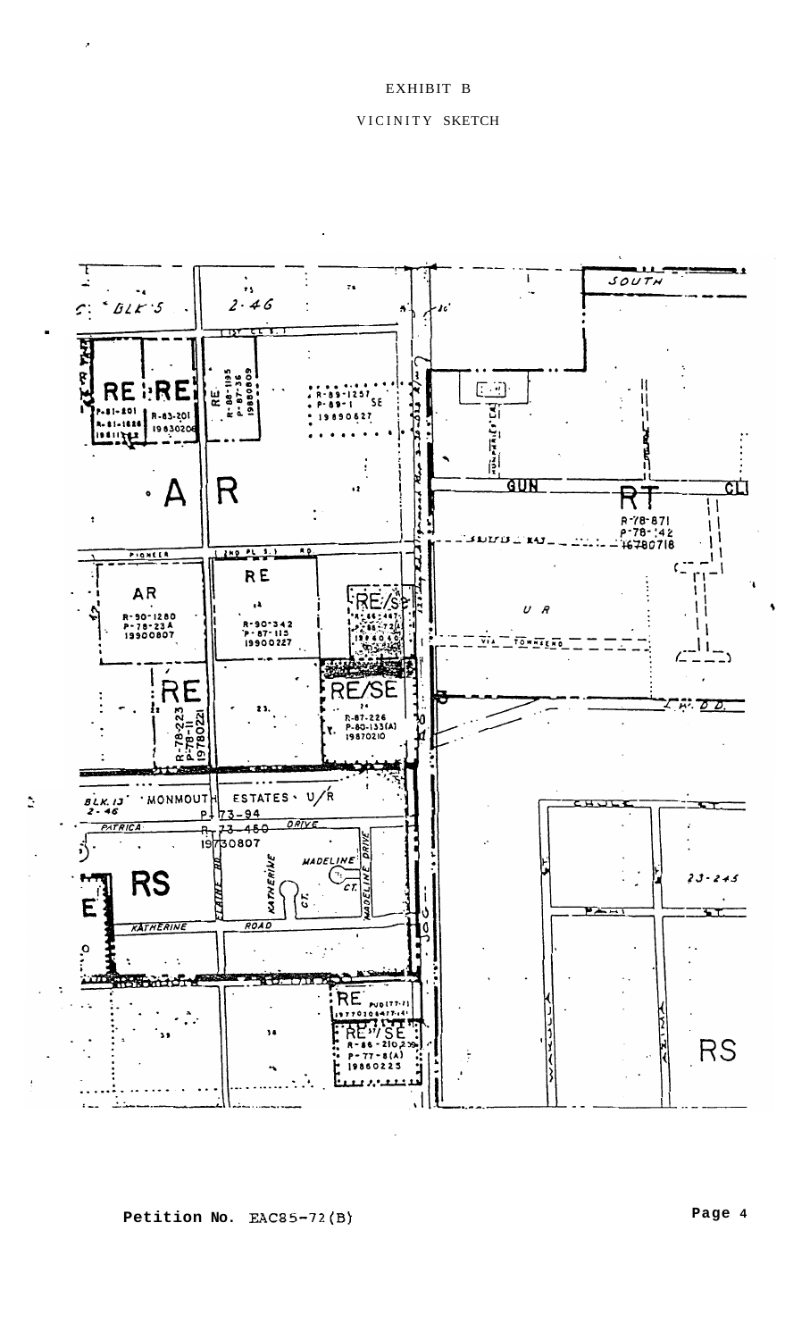EXHIBIT B

VICINITY SKETCH

Petition No. EAC85-72(B)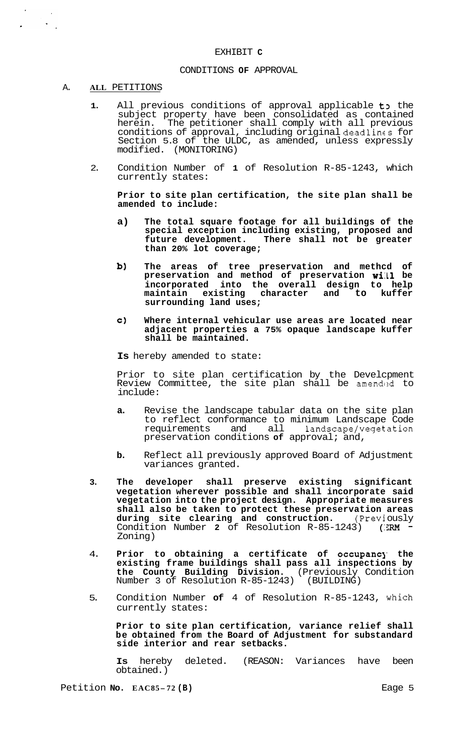EXHIBIT **C**

CONDITIONS **OF** APPROVAL

A. **ALL** PETITIONS

1. All previous conditions of approval applicable to the subject property have been consolidated as contained herein. The petitioner shall comply with all previous conditions of approval, including original deadlines for Section 5.8 of the ULDC, as amended, unless expressly modified. (MONITORING)

2. Condition Number of **1** of Resolution R-85-1243, which currently states:

   **Prior to site plan certification, the site plan shall be amended to include:**

   **a) The total square footage for all buildings of the special exception including existing, proposed and future development. There shall not be greater than 20% lot coverage;**

   **b) The areas of tree preservation and methcd of preservation and method of preservation will be incorporated into the overall design to help maintain existing character and to kuffer surrounding land uses;**

   **c) Where internal vehicular use areas are located near adjacent properties a 75% opaque landscape kuffer shall be maintained.**

   **Is** hereby amended to state:

   Prior to site plan certification by the Develcpment Review Committee, the site plan shall be amended to include:

   **a.** Revise the landscape tabular data on the site plan to reflect conformance to minimum Landscape Code requirements and all landscape/vegetation preservation conditions **of** approval; and,

   **b.** Reflect all previously approved Board of Adjustment variances granted.

3. **The developer shall preserve existing significant vegetation wherever possible and shall incorporate said vegetation into the project design. Appropriate measures shall also be taken to protect these preservation areas during site clearing and construction.** (Previously Condition Number **2** of Resolution R-85-1243) (ERM - Zoning)

4. **Prior to obtaining a certificate of occupancy the existing frame buildings shall pass all inspections by the County Building Division.** (Previously Condition Number 3 of Resolution R-85-1243) (BUILDING)

5. Condition Number **of** 4 of Resolution R-85-1243, which currently states:

   **Prior to site plan certification, variance relief shall be obtained from the Board of Adjustment for substandard side interior and rear setbacks.**

   **Is** hereby deleted. (REASON: Variances have been obtained.)

Petition **No. EAC85-72 (B)**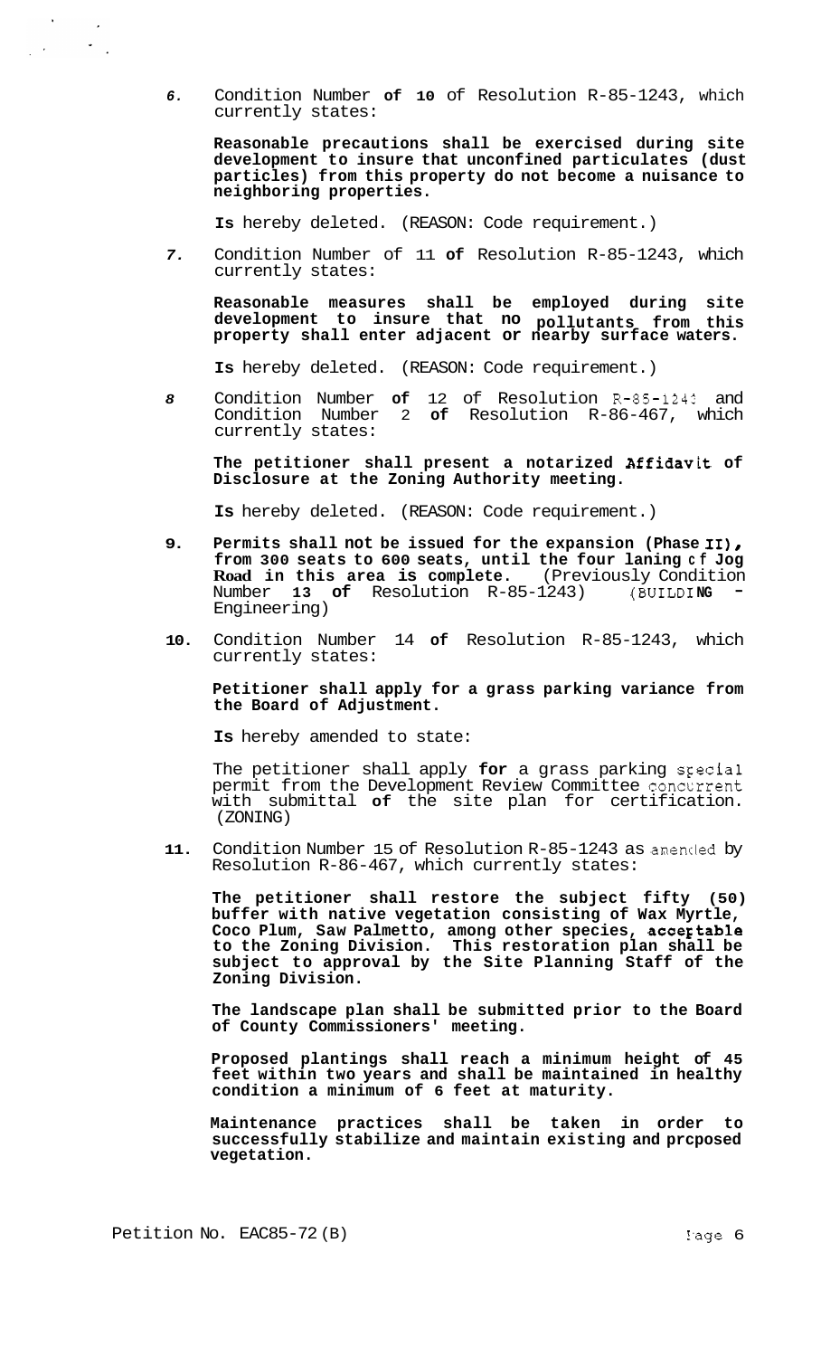6. Condition Number **of 10** of Resolution R-85-1243, which currently states:

   **Reasonable precautions shall be exercised during site development to insure that unconfined particulates (dust particles) from this property do not become a nuisance to neighboring properties.**

   **Is** hereby deleted. (REASON: Code requirement.)

7. Condition Number of 11 **of** Resolution R-85-1243, which currently states:

   **Reasonable measures shall be employed during site development to insure that no pollutants from this property shall enter adjacent or nearby surface waters.**

   **Is** hereby deleted. (REASON: Code requirement.)

8. Condition Number **of** 12 of Resolution R-85-1243 and Condition Number 2 **of** Resolution R-86-467, which currently states:

   **The petitioner shall present a notarized Affidavit of Disclosure at the Zoning Authority meeting.**

   **Is** hereby deleted. (REASON: Code requirement.)

9. **Permits shall not be issued for the expansion (Phase II), from 300 seats to 600 seats, until the four laning of Jog Road in this area is complete.** (Previously Condition Number **13 of** Resolution R-85-1243) (BUILDING - Engineering)

10. Condition Number 14 **of** Resolution R-85-1243, which currently states:

    **Petitioner shall apply for a grass parking variance from the Board of Adjustment.**

    **Is** hereby amended to state:

    The petitioner shall apply **for** a grass parking special permit from the Development Review Committee concurrent with submittal **of** the site plan for certification. (ZONING)

11. Condition Number 15 of Resolution R-85-1243 as amended by Resolution R-86-467, which currently states:

    **The petitioner shall restore the subject fifty (50) buffer with native vegetation consisting of Wax Myrtle, Coco Plum, Saw Palmetto, among other species, acceptable to the Zoning Division. This restoration plan shall be subject to approval by the Site Planning Staff of the Zoning Division.**

    **The landscape plan shall be submitted prior to the Board of County Commissioners' meeting.**

    **Proposed plantings shall reach a minimum height of 45 feet within two years and shall be maintained in healthy condition a minimum of 6 feet at maturity.**

    **Maintenance practices shall be taken in order to successfully stabilize and maintain existing and proposed vegetation.**

Petition No. EAC85-72(B)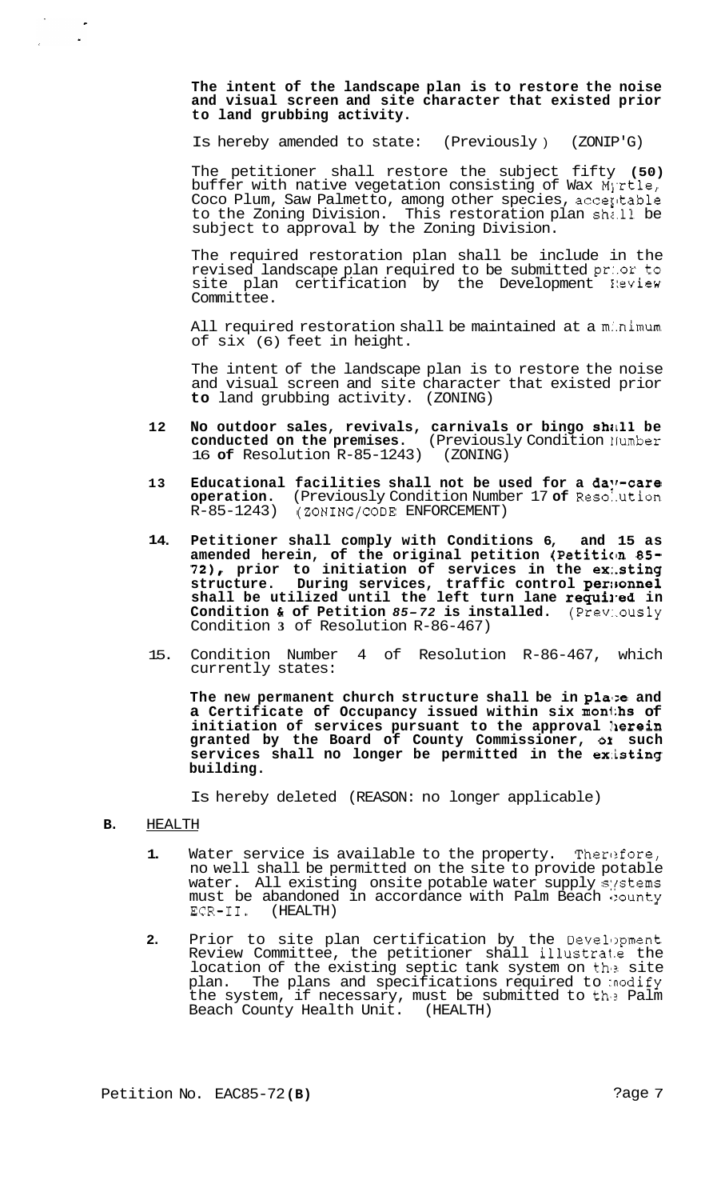**The intent of the landscape plan is to restore the noise and visual screen and site character that existed prior to land grubbing activity.**

Is hereby amended to state: (Previously ) (ZONIP'G)

The petitioner shall restore the subject fifty **(50)** buffer with native vegetation consisting of Wax Myrtle, Coco Plum, Saw Palmetto, among other species, acceptable to the Zoning Division. This restoration plan shall be subject to approval by the Zoning Division.

The required restoration plan shall be include in the revised landscape plan required to be submitted prior to site plan certification by the Development Review Committee.

All required restoration shall be maintained at a minimum of six (6) feet in height.

The intent of the landscape plan is to restore the noise and visual screen and site character that existed prior **to** land grubbing activity. (ZONING)

12. **No outdoor sales, revivals, carnivals or bingo shall be conducted on the premises.** (Previously Condition Number 16 **of** Resolution R-85-1243) (ZONING)

13. **Educational facilities shall not be used for a day-care operation.** (Previously Condition Number 17 **of** Resolution R-85-1243) (ZONING/CODE ENFORCEMENT)

14. **Petitioner shall comply with Conditions 6, and 15 as amended herein, of the original petition (Petition 85-72), prior to initiation of services in the existing structure. During services, traffic control personnel shall be utilized until the left turn lane required in Condition & of Petition *85-72* is installed.** (Previously Condition **3** of Resolution R-86-467)

15. Condition Number 4 of Resolution R-86-467, which currently states:

    **The new permanent church structure shall be in place and a Certificate of Occupancy issued within six months of initiation of services pursuant to the approval herein granted by the Board of County Commissioner, or such services shall no longer be permitted in the existing building.**

    Is hereby deleted (REASON: no longer applicable)

**B.** HEALTH

1. Water service is available to the property. Therefore, no well shall be permitted on the site to provide potable water. All existing onsite potable water supply systems must be abandoned in accordance with Palm Beach County ECR-II. (HEALTH)

2. Prior to site plan certification by the Development Review Committee, the petitioner shall illustrate the location of the existing septic tank system on the site plan. The plans and specifications required to modify the system, if necessary, must be submitted to the Palm Beach County Health Unit. (HEALTH)

Petition No. EAC85-72**(B)**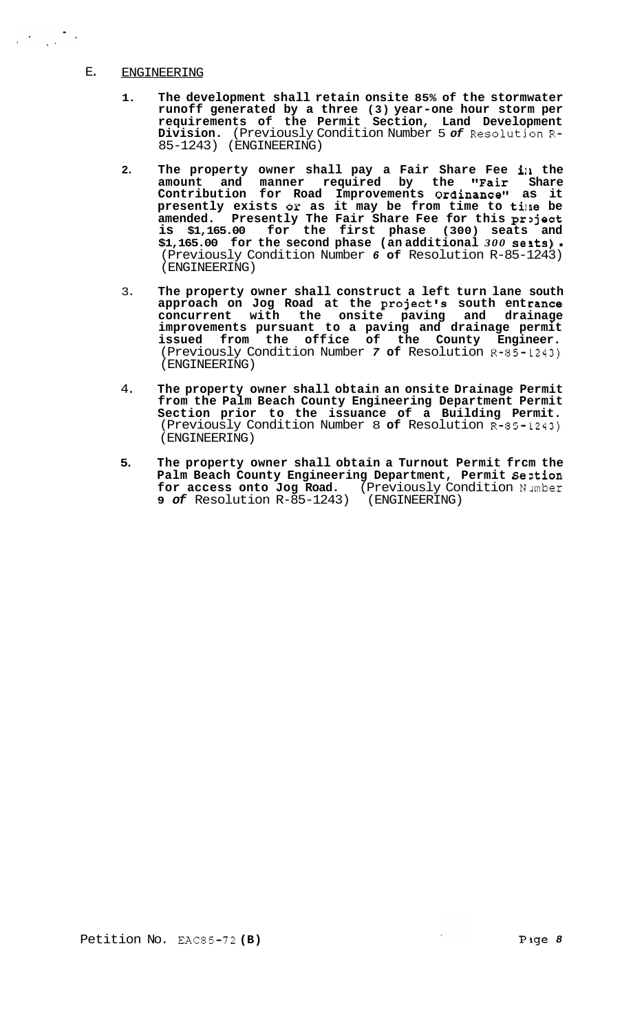## E. ENGINEERING

1. **The development shall retain onsite 85% of the stormwater runoff generated by a three (3) year-one hour storm per requirements of the Permit Section, Land Development Division.** (Previously Condition Number 5 *of* Resolution R-85-1243) (ENGINEERING)

2. **The property owner shall pay a Fair Share Fee in the amount and manner required by the "Fair Share Contribution for Road Improvements Ordinance" as it presently exists or as it may be from time to time be amended. Presently The Fair Share Fee for this project is $1,165.00 for the first phase (300) seats and $1,165.00 for the second phase (an additional *300* seats).** (Previously Condition Number *6* **of** Resolution R-85-1243) (ENGINEERING)

3. **The property owner shall construct a left turn lane south approach on Jog Road at the project's south entrance concurrent with the onsite paving and drainage improvements pursuant to a paving and drainage permit issued from the office of the County Engineer.** (Previously Condition Number *7* **of** Resolution R-85-1243) (ENGINEERING)

4. **The property owner shall obtain an onsite Drainage Permit from the Palm Beach County Engineering Department Permit Section prior to the issuance of a Building Permit.** (Previously Condition Number 8 **of** Resolution R-85-1243) (ENGINEERING)

5. **The property owner shall obtain a Turnout Permit from the Palm Beach County Engineering Department, Permit Section for access onto Jog Road.** (Previously Condition Number **9** *of* Resolution R-85-1243) (ENGINEERING)

Petition No. EAC85-72 **(B)**